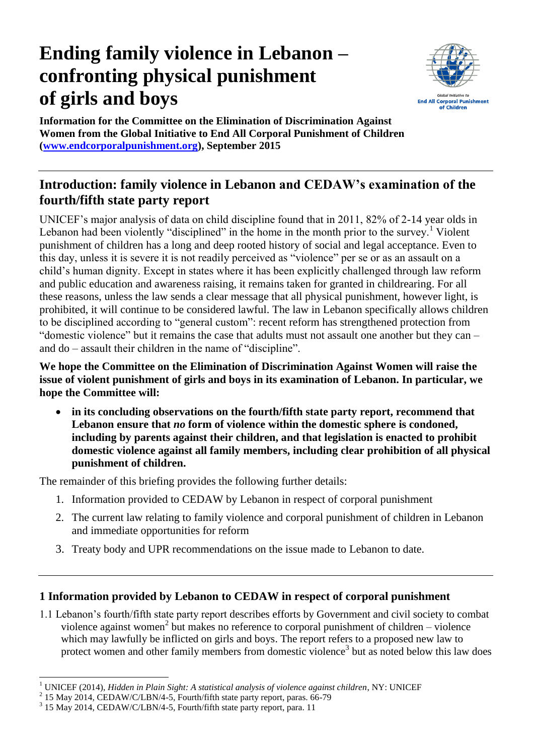# Ending family violence in Lebanon – confronting physical punishment of girls and boys

**Information for the Committee on the Elimination of Discrimination Against Women from the Global Initiative to End All Corporal Punishment of Children (www.endcorporalpunishment.org), September 2015**

## Introduction: family violence in Lebanon and CEDAW's examination of the fourth/fifth state party report

UNICEF's major analysis of data on child discipline found that in 2011, 82% of 2-14 year olds in Lebanon had been violently "disciplined" in the home in the month prior to the survey.[1] Violent punishment of children has a long and deep rooted history of social and legal acceptance. Even to this day, unless it is severe it is not readily perceived as "violence" per se or as an assault on a child's human dignity. Except in states where it has been explicitly challenged through law reform and public education and awareness raising, it remains taken for granted in childrearing. For all these reasons, unless the law sends a clear message that all physical punishment, however light, is prohibited, it will continue to be considered lawful. The law in Lebanon specifically allows children to be disciplined according to "general custom": recent reform has strengthened protection from "domestic violence" but it remains the case that adults must not assault one another but they can – and do – assault their children in the name of "discipline".

**We hope the Committee on the Elimination of Discrimination Against Women will raise the issue of violent punishment of girls and boys in its examination of Lebanon. In particular, we hope the Committee will:**

- **in its concluding observations on the fourth/fifth state party report, recommend that Lebanon ensure that *no* form of violence within the domestic sphere is condoned, including by parents against their children, and that legislation is enacted to prohibit domestic violence against all family members, including clear prohibition of all physical punishment of children.**

The remainder of this briefing provides the following further details:

1. Information provided to CEDAW by Lebanon in respect of corporal punishment
2. The current law relating to family violence and corporal punishment of children in Lebanon and immediate opportunities for reform
3. Treaty body and UPR recommendations on the issue made to Lebanon to date.

### 1 Information provided by Lebanon to CEDAW in respect of corporal punishment

1.1 Lebanon's fourth/fifth state party report describes efforts by Government and civil society to combat violence against women[2] but makes no reference to corporal punishment of children – violence which may lawfully be inflicted on girls and boys. The report refers to a proposed new law to protect women and other family members from domestic violence[3] but as noted below this law does

---

[1] UNICEF (2014), *Hidden in Plain Sight: A statistical analysis of violence against children*, NY: UNICEF

[2] 15 May 2014, CEDAW/C/LBN/4-5, Fourth/fifth state party report, paras. 66-79

[3] 15 May 2014, CEDAW/C/LBN/4-5, Fourth/fifth state party report, para. 11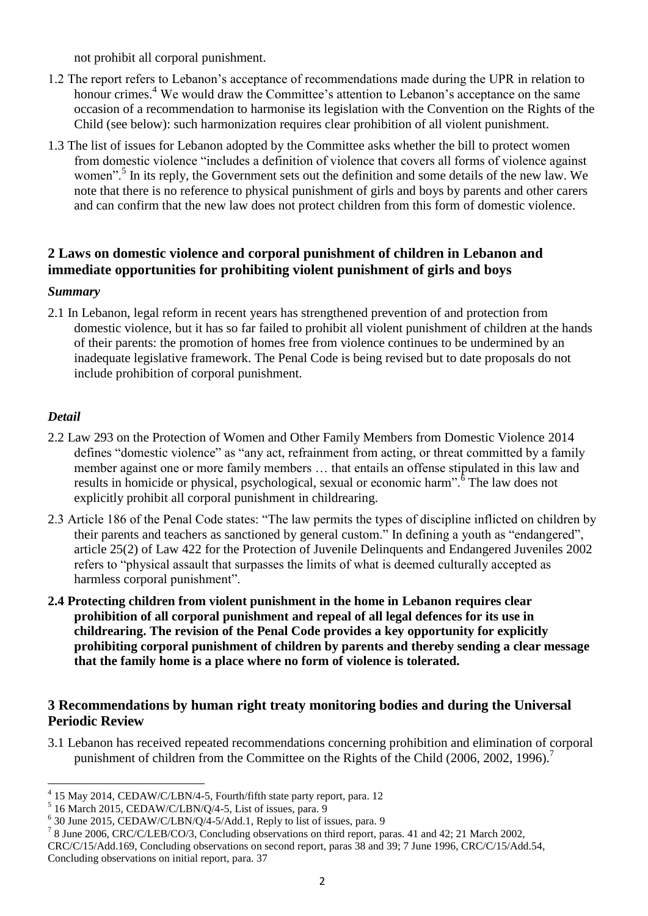not prohibit all corporal punishment.

1.2 The report refers to Lebanon's acceptance of recommendations made during the UPR in relation to honour crimes.[4] We would draw the Committee's attention to Lebanon's acceptance on the same occasion of a recommendation to harmonise its legislation with the Convention on the Rights of the Child (see below): such harmonization requires clear prohibition of all violent punishment.

1.3 The list of issues for Lebanon adopted by the Committee asks whether the bill to protect women from domestic violence "includes a definition of violence that covers all forms of violence against women".[5] In its reply, the Government sets out the definition and some details of the new law. We note that there is no reference to physical punishment of girls and boys by parents and other carers and can confirm that the new law does not protect children from this form of domestic violence.

## 2 Laws on domestic violence and corporal punishment of children in Lebanon and immediate opportunities for prohibiting violent punishment of girls and boys

### *Summary*

2.1 In Lebanon, legal reform in recent years has strengthened prevention of and protection from domestic violence, but it has so far failed to prohibit all violent punishment of children at the hands of their parents: the promotion of homes free from violence continues to be undermined by an inadequate legislative framework. The Penal Code is being revised but to date proposals do not include prohibition of corporal punishment.

### *Detail*

2.2 Law 293 on the Protection of Women and Other Family Members from Domestic Violence 2014 defines "domestic violence" as "any act, refrainment from acting, or threat committed by a family member against one or more family members … that entails an offense stipulated in this law and results in homicide or physical, psychological, sexual or economic harm".[6] The law does not explicitly prohibit all corporal punishment in childrearing.

2.3 Article 186 of the Penal Code states: "The law permits the types of discipline inflicted on children by their parents and teachers as sanctioned by general custom." In defining a youth as "endangered", article 25(2) of Law 422 for the Protection of Juvenile Delinquents and Endangered Juveniles 2002 refers to "physical assault that surpasses the limits of what is deemed culturally accepted as harmless corporal punishment".

**2.4 Protecting children from violent punishment in the home in Lebanon requires clear prohibition of all corporal punishment and repeal of all legal defences for its use in childrearing. The revision of the Penal Code provides a key opportunity for explicitly prohibiting corporal punishment of children by parents and thereby sending a clear message that the family home is a place where no form of violence is tolerated.**

## 3 Recommendations by human right treaty monitoring bodies and during the Universal Periodic Review

3.1 Lebanon has received repeated recommendations concerning prohibition and elimination of corporal punishment of children from the Committee on the Rights of the Child (2006, 2002, 1996).[7]

---

[4] 15 May 2014, CEDAW/C/LBN/4-5, Fourth/fifth state party report, para. 12

[5] 16 March 2015, CEDAW/C/LBN/Q/4-5, List of issues, para. 9

[6] 30 June 2015, CEDAW/C/LBN/Q/4-5/Add.1, Reply to list of issues, para. 9

[7] 8 June 2006, CRC/C/LEB/CO/3, Concluding observations on third report, paras. 41 and 42; 21 March 2002, CRC/C/15/Add.169, Concluding observations on second report, paras 38 and 39; 7 June 1996, CRC/C/15/Add.54, Concluding observations on initial report, para. 37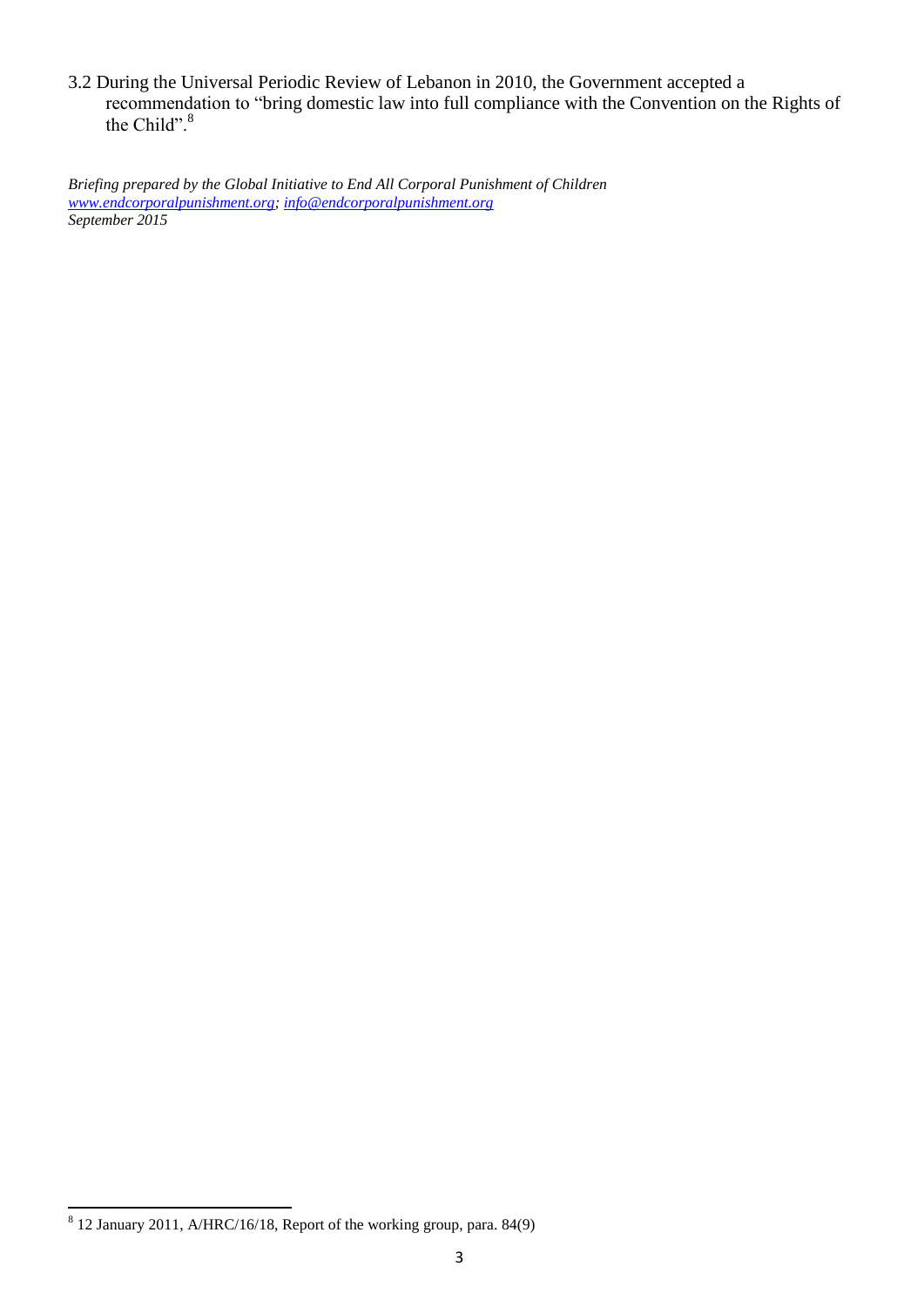3.2 During the Universal Periodic Review of Lebanon in 2010, the Government accepted a recommendation to "bring domestic law into full compliance with the Convention on the Rights of the Child".[8]

*Briefing prepared by the Global Initiative to End All Corporal Punishment of Children*
*www.endcorporalpunishment.org; info@endcorporalpunishment.org*
*September 2015*

[8] 12 January 2011, A/HRC/16/18, Report of the working group, para. 84(9)